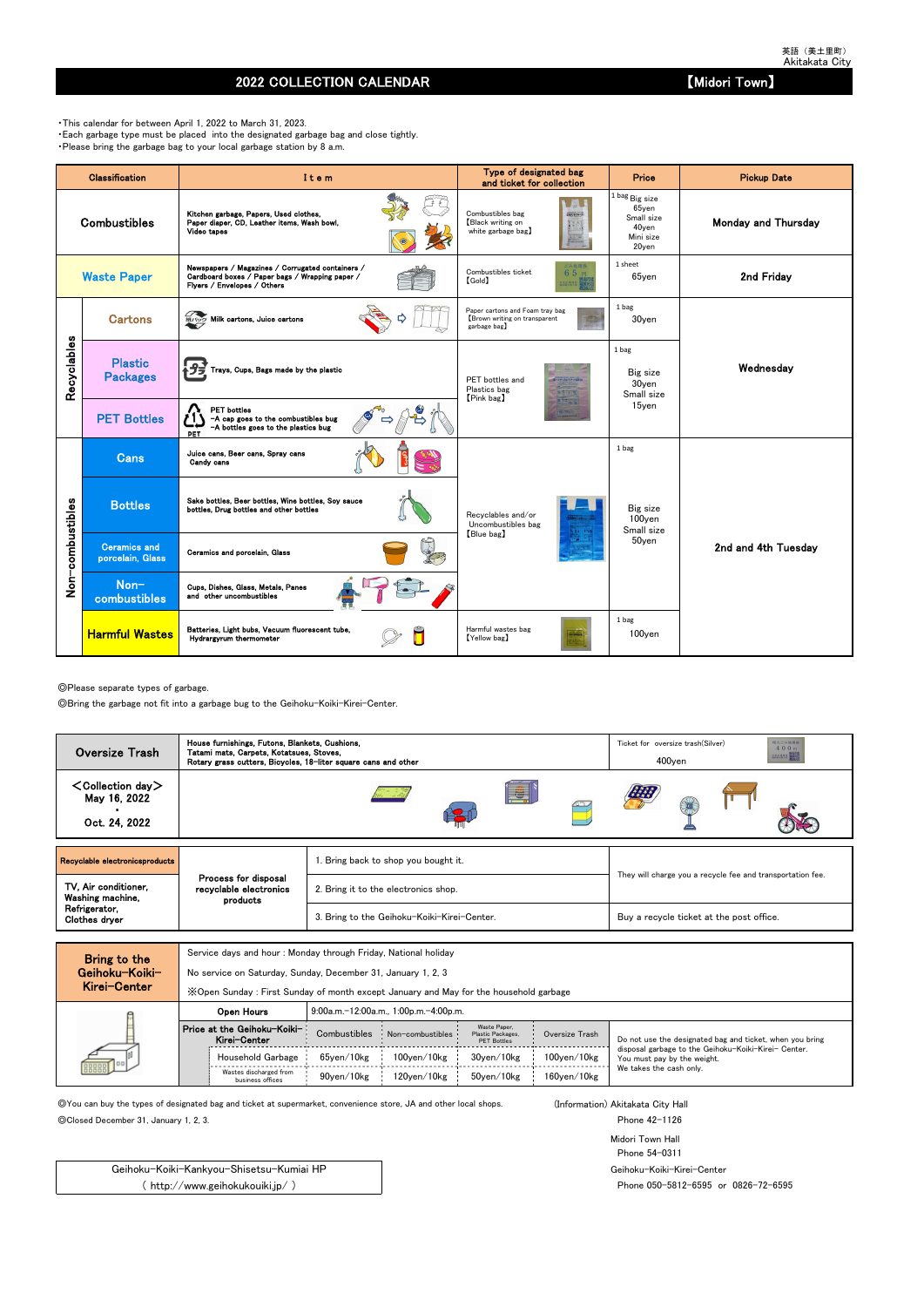英語（美土里町）
Akitakata City

# 2022 COLLECTION CALENDAR 【Midori Town】

・This calendar for between April 1, 2022 to March 31, 2023.
・Each garbage type must be placed into the designated garbage bag and close tightly.
・Please bring the garbage bag to your local garbage station by 8 a.m.

| Classification | | Item | Type of designated bag and ticket for collection | Price | Pickup Date |
|---|---|---|---|---|---|
| Combustibles | | Kitchen garbage, Papers, Used clothes, Paper diaper, CD, Leather items, Wash bowl, Video tapes | Combustibles bag【Black writing on white garbage bag】 | 1 bag Big size 65yen Small size 40yen Mini size 20yen | Monday and Thursday |
| Waste Paper | | Newspapers / Magazines / Corrugated containers / Cardboard boxes / Paper bags / Wrapping paper / Flyers / Envelopes / Others | Combustibles ticket【Gold】 | 1 sheet 65yen | 2nd Friday |
| Recyclables | Cartons | Milk cartons, Juice cartons | Paper cartons and Foam tray bag【Brown writing on transparent garbage bag】 | 1 bag 30yen | Wednesday |
| | Plastic Packages | Trays, Cups, Bags made by the plastic | PET bottles and Plastics bag【Pink bag】 | 1 bag Big size 30yen Small size 15yen | |
| | PET Bottles | PET bottles -A cap goes to the combustibles bug -A bottles goes to the plastics bug | | | |
| Non-combustibles | Cans | Juice cans, Beer cans, Spray cans Candy cans | Recyclables and/or Uncombustibles bag【Blue bag】 | 1 bag Big size 100yen Small size 50yen | 2nd and 4th Tuesday |
| | Bottles | Sake bottles, Beer bottles, Wine bottles, Soy sauce bottles, Drug bottles and other bottles | | | |
| | Ceramics and porcelain, Glass | Ceramics and porcelain, Glass | | | |
| | Non-combustibles | Cups, Dishes, Glass, Metals, Panes and other uncombustibles | | | |
| | Harmful Wastes | Batteries, Light bubs, Vacuum fluorescent tube, Hydrargyrum thermometer | Harmful wastes bag【Yellow bag】 | 1 bag 100yen | |

◎Please separate types of garbage.
◎Bring the garbage not fit into a garbage bug to the Geihoku-Koiki-Kirei-Center.

| Oversize Trash | House furnishings, Futons, Blankets, Cushions, Tatami mats, Carpets, Kotatsues, Stoves, Rotary grass cutters, Bicycles, 18-liter square cans and other | Ticket for oversize trash(Silver) 400yen |
|---|---|---|
| ＜Collection day＞ May 16, 2022 ・ Oct. 24, 2022 | | |

| Recyclable electronicsproducts | Process for disposal recyclable electronics products | | |
|---|---|---|---|
| TV, Air conditioner, Washing machine, Refrigerator, Clothes dryer | | 1. Bring back to shop you bought it. | They will charge you a recycle fee and transportation fee. |
| | | 2. Bring it to the electronics shop. | |
| | | 3. Bring to the Geihoku-Koiki-Kirei-Center. | Buy a recycle ticket at the post office. |

**Bring to the Geihoku-Koiki-Kirei-Center**

Service days and hour : Monday through Friday, National holiday
No service on Saturday, Sunday, December 31, January 1, 2, 3
※Open Sunday : First Sunday of month except January and May for the household garbage

| Open Hours | 9:00a.m.-12:00a.m., 1:00p.m.-4:00p.m. | | | |
|---|---|---|---|---|
| **Price at the Geihoku-Koiki-Kirei-Center** | Combustibles | Non-combustibles | Waste Paper, Plastic Packages, PET Bottles | Oversize Trash |
| Household Garbage | 65yen/10kg | 100yen/10kg | 30yen/10kg | 100yen/10kg |
| Wastes discharged from business offices | 90yen/10kg | 120yen/10kg | 50yen/10kg | 160yen/10kg |

Do not use the designated bag and ticket, when you bring disposal garbage to the Geihoku-Koiki-Kirei-Center. You must pay by the weight. We takes the cash only.

◎You can buy the types of designated bag and ticket at supermarket, convenience store, JA and other local shops.
◎Closed December 31, January 1, 2, 3.

(Information) Akitakata City Hall
Phone 42-1126
Midori Town Hall
Phone 54-0311
Geihoku-Koiki-Kirei-Center
Phone 050-5812-6595 or 0826-72-6595

Geihoku-Koiki-Kankyou-Shisetsu-Kumiai HP
( http://www.geihokukouiki.jp/ )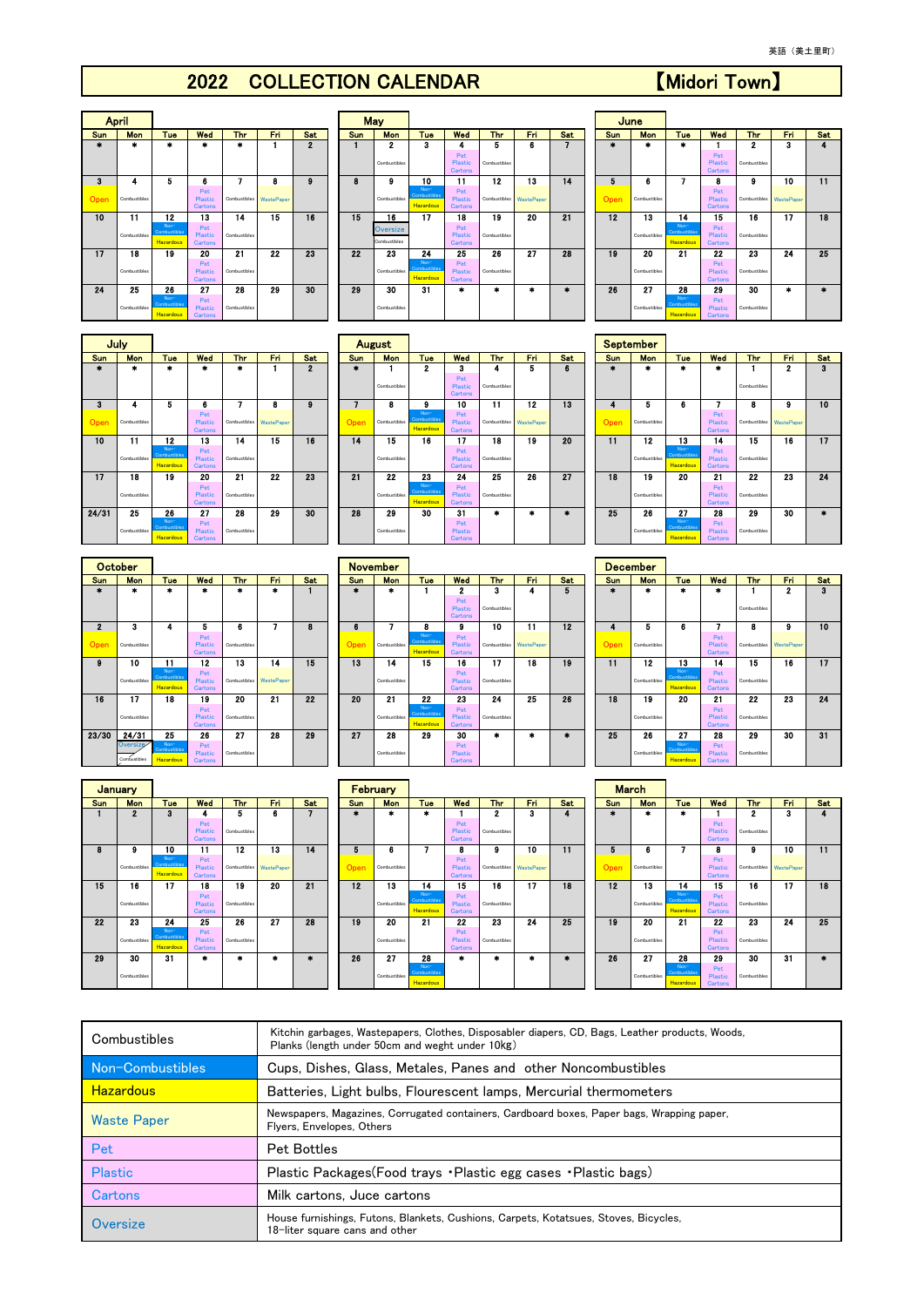英語（美土里町）

# 2022　COLLECTION CALENDAR　【Midori Town】

## April

| Sun | Mon | Tue | Wed | Thr | Fri | Sat |
|---|---|---|---|---|---|---|
| * | * | * | * | * | 1 | 2 |
| 3 Open | 4 Combustibles | 5 | 6 Pet Plastic Cartons | 7 Combustibles | 8 WastePaper | 9 |
| 10 | 11 Combustibles | 12 Non-Combustibles Hazardous | 13 Pet Plastic Cartons | 14 Combustibles | 15 | 16 |
| 17 | 18 Combustibles | 19 | 20 Pet Plastic Cartons | 21 Combustibles | 22 | 23 |
| 24 | 25 Combustibles | 26 Non-Combustibles Hazardous | 27 Pet Plastic Cartons | 28 Combustibles | 29 | 30 |

## May

| Sun | Mon | Tue | Wed | Thr | Fri | Sat |
|---|---|---|---|---|---|---|
| 1 | 2 Combustibles | 3 | 4 Pet Plastic Cartons | 5 Combustibles | 6 | 7 |
| 8 | 9 Combustibles | 10 Non-Combustibles Hazardous | 11 Pet Plastic Cartons | 12 Combustibles | 13 WastePaper | 14 |
| 15 | 16 Oversize Combustibles | 17 | 18 Pet Plastic Cartons | 19 Combustibles | 20 | 21 |
| 22 | 23 Combustibles | 24 Non-Combustibles Hazardous | 25 Pet Plastic Cartons | 26 Combustibles | 27 | 28 |
| 29 | 30 Combustibles | 31 | * | * | * | * |

## June

| Sun | Mon | Tue | Wed | Thr | Fri | Sat |
|---|---|---|---|---|---|---|
| * | * | * | 1 Pet Plastic Cartons | 2 Combustibles | 3 | 4 |
| 5 Open | 6 Combustibles | 7 | 8 Pet Plastic Cartons | 9 Combustibles | 10 WastePaper | 11 |
| 12 | 13 Combustibles | 14 Non-Combustibles Hazardous | 15 Pet Plastic Cartons | 16 Combustibles | 17 | 18 |
| 19 | 20 Combustibles | 21 | 22 Pet Plastic Cartons | 23 Combustibles | 24 | 25 |
| 26 | 27 Combustibles | 28 Non-Combustibles Hazardous | 29 Pet Plastic Cartons | 30 Combustibles | * | * |

## July

| Sun | Mon | Tue | Wed | Thr | Fri | Sat |
|---|---|---|---|---|---|---|
| * | * | * | * | * | 1 | 2 |
| 3 Open | 4 Combustibles | 5 | 6 Pet Plastic Cartons | 7 Combustibles | 8 WastePaper | 9 |
| 10 | 11 Combustibles | 12 Non-Combustibles Hazardous | 13 Pet Plastic Cartons | 14 Combustibles | 15 | 16 |
| 17 | 18 Combustibles | 19 | 20 Pet Plastic Cartons | 21 Combustibles | 22 | 23 |
| 24/31 | 25 Combustibles | 26 Non-Combustibles Hazardous | 27 Pet Plastic Cartons | 28 Combustibles | 29 | 30 |

## August

| Sun | Mon | Tue | Wed | Thr | Fri | Sat |
|---|---|---|---|---|---|---|
| * | 1 Combustibles | 2 | 3 Pet Plastic Cartons | 4 Combustibles | 5 | 6 |
| 7 Open | 8 Combustibles | 9 Non-Combustibles Hazardous | 10 Pet Plastic Cartons | 11 Combustibles | 12 WastePaper | 13 |
| 14 | 15 Combustibles | 16 | 17 Pet Plastic Cartons | 18 Combustibles | 19 | 20 |
| 21 | 22 Combustibles | 23 Non-Combustibles Hazardous | 24 Pet Plastic Cartons | 25 Combustibles | 26 | 27 |
| 28 | 29 Combustibles | 30 | 31 Pet Plastic Cartons | * | * | * |

## September

| Sun | Mon | Tue | Wed | Thr | Fri | Sat |
|---|---|---|---|---|---|---|
| * | * | * | * | 1 Combustibles | 2 | 3 |
| 4 Open | 5 Combustibles | 6 | 7 Pet Plastic Cartons | 8 Combustibles | 9 WastePaper | 10 |
| 11 | 12 Combustibles | 13 Non-Combustibles Hazardous | 14 Pet Plastic Cartons | 15 Combustibles | 16 | 17 |
| 18 | 19 Combustibles | 20 | 21 Pet Plastic Cartons | 22 Combustibles | 23 | 24 |
| 25 | 26 Combustibles | 27 Non-Combustibles Hazardous | 28 Pet Plastic Cartons | 29 Combustibles | 30 | * |

## October

| Sun | Mon | Tue | Wed | Thr | Fri | Sat |
|---|---|---|---|---|---|---|
| * | * | * | * | * | * | 1 |
| 2 Open | 3 Combustibles | 4 | 5 Pet Plastic Cartons | 6 Combustibles | 7 | 8 |
| 9 | 10 Combustibles | 11 Non-Combustibles Hazardous | 12 Pet Plastic Cartons | 13 Combustibles | 14 WastePaper | 15 |
| 16 | 17 Combustibles | 18 | 19 Pet Plastic Cartons | 20 Combustibles | 21 | 22 |
| 23/30 | 24/31 Oversize / Combustibles | 25 Non-Combustibles Hazardous | 26 Pet Plastic Cartons | 27 Combustibles | 28 | 29 |

## November

| Sun | Mon | Tue | Wed | Thr | Fri | Sat |
|---|---|---|---|---|---|---|
| * | * | 1 | 2 Pet Plastic Cartons | 3 Combustibles | 4 | 5 |
| 6 Open | 7 Combustibles | 8 Non-Combustibles Hazardous | 9 Pet Plastic Cartons | 10 Combustibles | 11 WastePaper | 12 |
| 13 | 14 Combustibles | 15 | 16 Pet Plastic Cartons | 17 Combustibles | 18 | 19 |
| 20 | 21 Combustibles | 22 Non-Combustibles Hazardous | 23 Pet Plastic Cartons | 24 Combustibles | 25 | 26 |
| 27 | 28 Combustibles | 29 | 30 Pet Plastic Cartons | * | * | * |

## December

| Sun | Mon | Tue | Wed | Thr | Fri | Sat |
|---|---|---|---|---|---|---|
| * | * | * | * | 1 Combustibles | 2 | 3 |
| 4 Open | 5 Combustibles | 6 | 7 Pet Plastic Cartons | 8 Combustibles | 9 WastePaper | 10 |
| 11 | 12 Combustibles | 13 Non-Combustibles Hazardous | 14 Pet Plastic Cartons | 15 Combustibles | 16 | 17 |
| 18 | 19 Combustibles | 20 | 21 Pet Plastic Cartons | 22 Combustibles | 23 | 24 |
| 25 | 26 Combustibles | 27 Non-Combustibles Hazardous | 28 Pet Plastic Cartons | 29 | 30 | 31 |

## January

| Sun | Mon | Tue | Wed | Thr | Fri | Sat |
|---|---|---|---|---|---|---|
| 1 | 2 | 3 | 4 Pet Plastic Cartons | 5 Combustibles | 6 | 7 |
| 8 | 9 Combustibles | 10 Non-Combustibles Hazardous | 11 Pet Plastic Cartons | 12 Combustibles | 13 WastePaper | 14 |
| 15 | 16 Combustibles | 17 | 18 Pet Plastic Cartons | 19 Combustibles | 20 | 21 |
| 22 | 23 Combustibles | 24 Non-Combustibles Hazardous | 25 Pet Plastic Cartons | 26 Combustibles | 27 | 28 |
| 29 | 30 Combustibles | 31 | * | * | * | * |

## February

| Sun | Mon | Tue | Wed | Thr | Fri | Sat |
|---|---|---|---|---|---|---|
| * | * | * | 1 Pet Plastic Cartons | 2 Combustibles | 3 | 4 |
| 5 Open | 6 Combustibles | 7 | 8 Pet Plastic Cartons | 9 Combustibles | 10 WastePaper | 11 |
| 12 | 13 Combustibles | 14 Non-Combustibles Hazardous | 15 Pet Plastic Cartons | 16 Combustibles | 17 | 18 |
| 19 | 20 Combustibles | 21 | 22 Pet Plastic Cartons | 23 Combustibles | 24 | 25 |
| 26 | 27 Combustibles | 28 Non-Combustibles Hazardous | * | * | * | * |

## March

| Sun | Mon | Tue | Wed | Thr | Fri | Sat |
|---|---|---|---|---|---|---|
| * | * | * | 1 Pet Plastic Cartons | 2 Combustibles | 3 | 4 |
| 5 Open | 6 Combustibles | 7 | 8 Pet Plastic Cartons | 9 Combustibles | 10 WastePaper | 11 |
| 12 | 13 Combustibles | 14 Non-Combustibles Hazardous | 15 Pet Plastic Cartons | 16 Combustibles | 17 | 18 |
| 19 | 20 Combustibles | 21 | 22 Pet Plastic Cartons | 23 Combustibles | 24 | 25 |
| 26 | 27 Combustibles | 28 Non-Combustibles Hazardous | 29 Pet Plastic Cartons | 30 Combustibles | 31 | * |

| | |
|---|---|
| Combustibles | Kitchin garbages, Wastepapers, Clothes, Disposabler diapers, CD, Bags, Leather products, Woods, Planks (length under 50cm and weght under 10kg) |
| Non-Combustibles | Cups, Dishes, Glass, Metales, Panes and other Noncombustibles |
| Hazardous | Batteries, Light bulbs, Flourescent lamps, Mercurial thermometers |
| Waste Paper | Newspapers, Magazines, Corrugated containers, Cardboard boxes, Paper bags, Wrapping paper, Flyers, Envelopes, Others |
| Pet | Pet Bottles |
| Plastic | Plastic Packages(Food trays ・Plastic egg cases ・Plastic bags) |
| Cartons | Milk cartons, Juce cartons |
| Oversize | House furnishings, Futons, Blankets, Cushions, Carpets, Kotatsues, Stoves, Bicycles, 18-liter square cans and other |